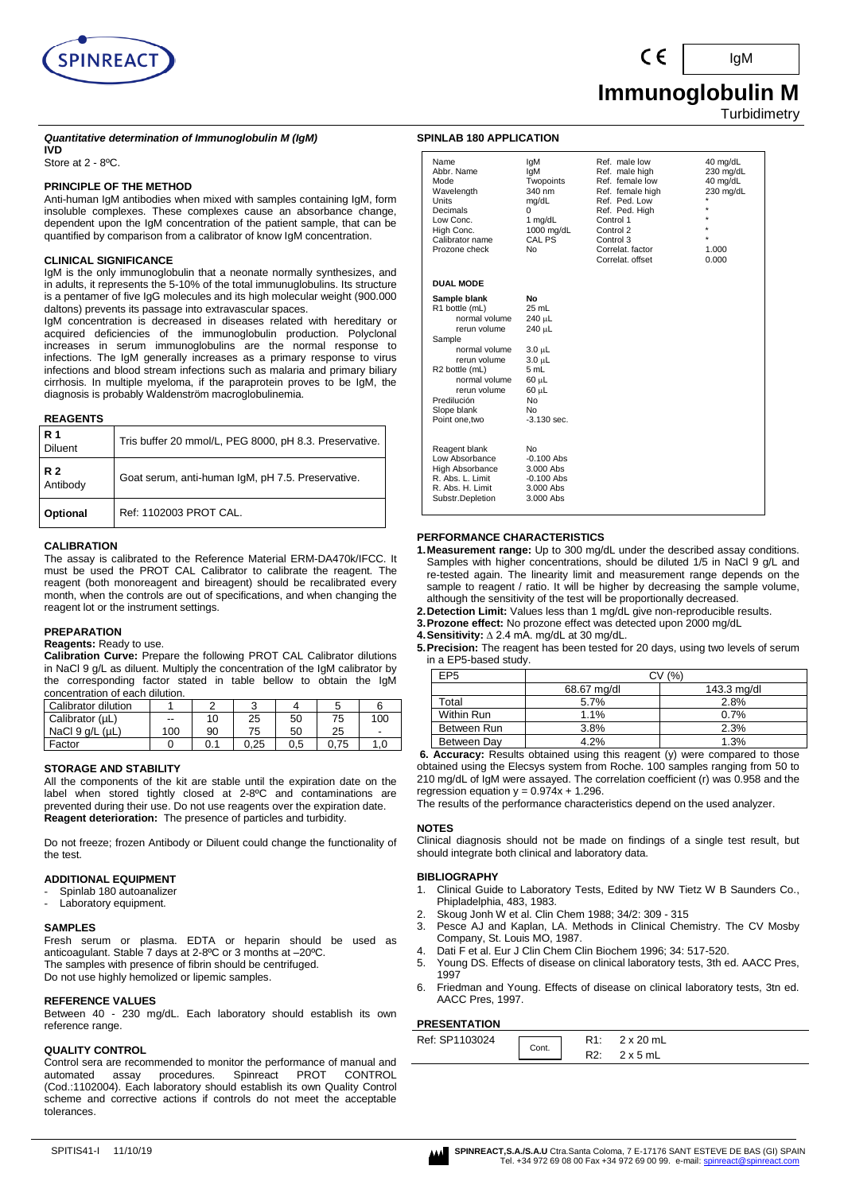# Immunoglobulin M

IgM

Turbidimetry

***Quantitative determination of Immunoglobulin M (IgM)***

**IVD**

Store at 2 - 8ºC.

## PRINCIPLE OF THE METHOD

Anti-human IgM antibodies when mixed with samples containing IgM, form insoluble complexes. These complexes cause an absorbance change, dependent upon the IgM concentration of the patient sample, that can be quantified by comparison from a calibrator of know IgM concentration.

## CLINICAL SIGNIFICANCE

IgM is the only immunoglobulin that a neonate normally synthesizes, and in adults, it represents the 5-10% of the total immunuglobulins. Its structure is a pentamer of five IgG molecules and its high molecular weight (900.000 daltons) prevents its passage into extravascular spaces.

IgM concentration is decreased in diseases related with hereditary or acquired deficiencies of the immunoglobulin production. Polyclonal increases in serum immunoglobulins are the normal response to infections. The IgM generally increases as a primary response to virus infections and blood stream infections such as malaria and primary biliary cirrhosis. In multiple myeloma, if the paraprotein proves to be IgM, the diagnosis is probably Waldenström macroglobulinemia.

## REAGENTS

| | |
|---|---|
| **R 1** Diluent | Tris buffer 20 mmol/L, PEG 8000, pH 8.3. Preservative. |
| **R 2** Antibody | Goat serum, anti-human IgM, pH 7.5. Preservative. |
| **Optional** | Ref: 1102003 PROT CAL. |

## CALIBRATION

The assay is calibrated to the Reference Material ERM-DA470k/IFCC. It must be used the PROT CAL Calibrator to calibrate the reagent. The reagent (both monoreagent and bireagent) should be recalibrated every month, when the controls are out of specifications, and when changing the reagent lot or the instrument settings.

## PREPARATION

**Reagents:** Ready to use.

**Calibration Curve:** Prepare the following PROT CAL Calibrator dilutions in NaCl 9 g/L as diluent. Multiply the concentration of the IgM calibrator by the corresponding factor stated in table bellow to obtain the IgM concentration of each dilution.

| Calibrator dilution | 1 | 2 | 3 | 4 | 5 | 6 |
|---|---|---|---|---|---|---|
| Calibrator (µL) | -- | 10 | 25 | 50 | 75 | 100 |
| NaCl 9 g/L (µL) | 100 | 90 | 75 | 50 | 25 | - |
| Factor | 0 | 0.1 | 0,25 | 0,5 | 0,75 | 1,0 |

## STORAGE AND STABILITY

All the components of the kit are stable until the expiration date on the label when stored tightly closed at 2-8ºC and contaminations are prevented during their use. Do not use reagents over the expiration date.

**Reagent deterioration:** The presence of particles and turbidity.

Do not freeze; frozen Antibody or Diluent could change the functionality of the test.

## ADDITIONAL EQUIPMENT

- Spinlab 180 autoanalizer
- Laboratory equipment.

## SAMPLES

Fresh serum or plasma. EDTA or heparin should be used as anticoagulant. Stable 7 days at 2-8ºC or 3 months at –20ºC.

The samples with presence of fibrin should be centrifuged.

Do not use highly hemolized or lipemic samples.

## REFERENCE VALUES

Between 40 - 230 mg/dL. Each laboratory should establish its own reference range.

## QUALITY CONTROL

Control sera are recommended to monitor the performance of manual and automated assay procedures. Spinreact PROT CONTROL (Cod.:1102004). Each laboratory should establish its own Quality Control scheme and corrective actions if controls do not meet the acceptable tolerances.

## SPINLAB 180 APPLICATION

| | | | |
|---|---|---|---|
| Name | IgM | Ref. male low | 40 mg/dL |
| Abbr. Name | IgM | Ref. male high | 230 mg/dL |
| Mode | Twopoints | Ref. female low | 40 mg/dL |
| Wavelength | 340 nm | Ref. female high | 230 mg/dL |
| Units | mg/dL | Ref. Ped. Low | * |
| Decimals | 0 | Ref. Ped. High | * |
| Low Conc. | 1 mg/dL | Control 1 | * |
| High Conc. | 1000 mg/dL | Control 2 | * |
| Calibrator name | CAL PS | Control 3 | * |
| Prozone check | No | Correlat. factor | 1.000 |
| | | Correlat. offset | 0.000 |

**DUAL MODE**

| | |
|---|---|
| **Sample blank** | **No** |
| R1 bottle (mL) | 25 mL |
| normal volume | 240 µL |
| rerun volume | 240 µL |
| Sample | |
| normal volume | 3.0 µL |
| rerun volume | 3.0 µL |
| R2 bottle (mL) | 5 mL |
| normal volume | 60 µL |
| rerun volume | 60 µL |
| Predilución | No |
| Slope blank | No |
| Point one,two | -3.130 sec. |
| | |
| Reagent blank | No |
| Low Absorbance | -0.100 Abs |
| High Absorbance | 3.000 Abs |
| R. Abs. L. Limit | -0.100 Abs |
| R. Abs. H. Limit | 3.000 Abs |
| Substr.Depletion | 3.000 Abs |

## PERFORMANCE CHARACTERISTICS

1. **Measurement range:** Up to 300 mg/dL under the described assay conditions. Samples with higher concentrations, should be diluted 1/5 in NaCl 9 g/L and re-tested again. The linearity limit and measurement range depends on the sample to reagent / ratio. It will be higher by decreasing the sample volume, although the sensitivity of the test will be proportionally decreased.
2. **Detection Limit:** Values less than 1 mg/dL give non-reproducible results.
3. **Prozone effect:** No prozone effect was detected upon 2000 mg/dL
4. **Sensitivity:** Δ 2.4 mA. mg/dL at 30 mg/dL.
5. **Precision:** The reagent has been tested for 20 days, using two levels of serum in a EP5-based study.

| EP5 | CV (%) | |
|---|---|---|
| | 68.67 mg/dl | 143.3 mg/dl |
| Total | 5.7% | 2.8% |
| Within Run | 1.1% | 0.7% |
| Between Run | 3.8% | 2.3% |
| Between Day | 4.2% | 1.3% |

6. **Accuracy:** Results obtained using this reagent (y) were compared to those obtained using the Elecsys system from Roche. 100 samples ranging from 50 to 210 mg/dL of IgM were assayed. The correlation coefficient (r) was 0.958 and the regression equation $y = 0.974x + 1.296$.

The results of the performance characteristics depend on the used analyzer.

## NOTES

Clinical diagnosis should not be made on findings of a single test result, but should integrate both clinical and laboratory data.

## BIBLIOGRAPHY

1. Clinical Guide to Laboratory Tests, Edited by NW Tietz W B Saunders Co., Phipladelphia, 483, 1983.
2. Skoug Jonh W et al. Clin Chem 1988; 34/2: 309 - 315
3. Pesce AJ and Kaplan, LA. Methods in Clinical Chemistry. The CV Mosby Company, St. Louis MO, 1987.
4. Dati F et al. Eur J Clin Chem Clin Biochem 1996; 34: 517-520.
5. Young DS. Effects of disease on clinical laboratory tests, 3th ed. AACC Pres, 1997
6. Friedman and Young. Effects of disease on clinical laboratory tests, 3tn ed. AACC Pres, 1997.

## PRESENTATION

| | | |
|---|---|---|
| Ref: SP1103024 | Cont. | R1: 2 x 20 mL |
| | | R2: 2 x 5 mL |

SPITIS41-I 11/10/19

SPINREACT,S.A./S.A.U Ctra.Santa Coloma, 7 E-17176 SANT ESTEVE DE BAS (GI) SPAIN Tel. +34 972 69 08 00 Fax +34 972 69 00 99. e-mail: spinreact@spinreact.com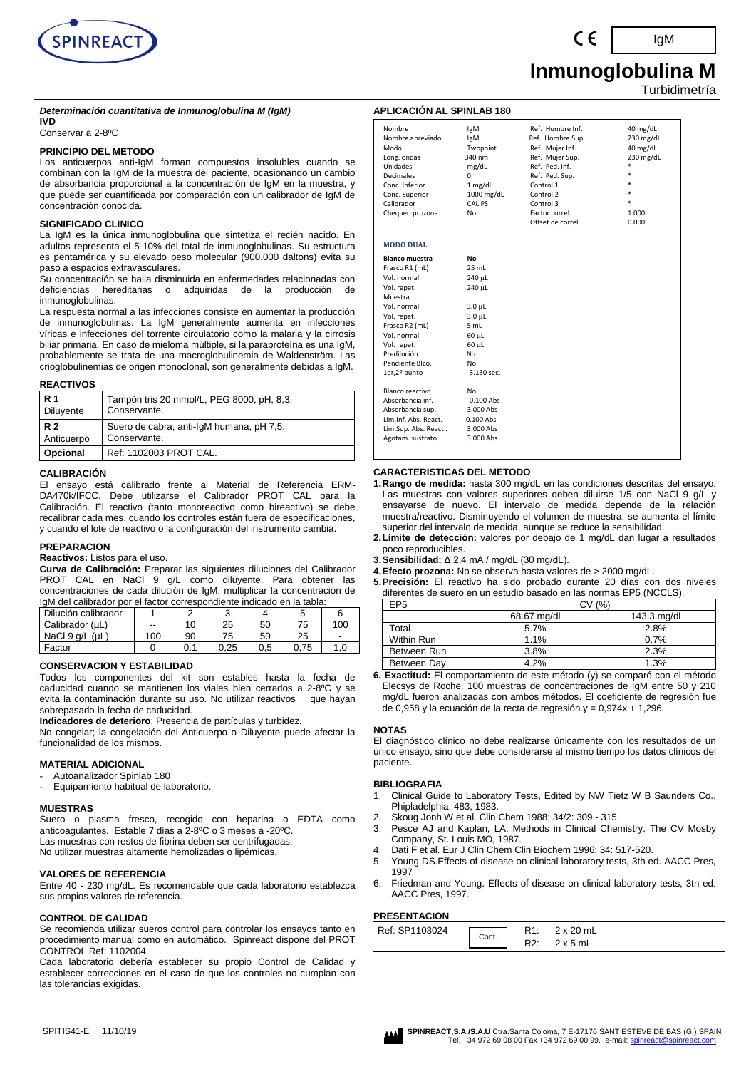# Inmunoglobulina M

Turbidimetría

IgM

***Determinación cuantitativa de Inmunoglobulina M (IgM)***
**IVD**
Conservar a 2-8ºC

**PRINCIPIO DEL METODO**

Los anticuerpos anti-IgM forman compuestos insolubles cuando se combinan con la IgM de la muestra del paciente, ocasionando un cambio de absorbancia proporcional a la concentración de IgM en la muestra, y que puede ser cuantificada por comparación con un calibrador de IgM de concentración conocida.

**SIGNIFICADO CLINICO**

La IgM es la única inmunoglobulina que sintetiza el recién nacido. En adultos representa el 5-10% del total de inmunoglobulinas. Su estructura es pentamérica y su elevado peso molecular (900.000 daltons) evita su paso a espacios extravasculares.

Su concentración se halla disminuida en enfermedades relacionadas con deficiencias hereditarias o adquiridas de la producción de inmunoglobulinas.

La respuesta normal a las infecciones consiste en aumentar la producción de inmunoglobulinas. La IgM generalmente aumenta en infecciones víricas e infecciones del torrente circulatorio como la malaria y la cirrosis biliar primaria. En caso de mieloma múltiple, si la paraproteína es una IgM, probablemente se trata de una macroglobulinemia de Waldenström. Las crioglobulinemias de origen monoclonal, son generalmente debidas a IgM.

**REACTIVOS**

| | |
|---|---|
| **R 1** Diluyente | Tampón tris 20 mmol/L, PEG 8000, pH, 8,3. Conservante. |
| **R 2** Anticuerpo | Suero de cabra, anti-IgM humana, pH 7,5. Conservante. |
| **Opcional** | Ref: 1102003 PROT CAL. |

**CALIBRACIÓN**

El ensayo está calibrado frente al Material de Referencia ERM-DA470k/IFCC. Debe utilizarse el Calibrador PROT CAL para la Calibración. El reactivo (tanto monoreactivo como bireactivo) se debe recalibrar cada mes, cuando los controles están fuera de especificaciones, y cuando el lote de reactivo o la configuración del instrumento cambia.

**PREPARACION**

**Reactivos:** Listos para el uso.

**Curva de Calibración:** Preparar las siguientes diluciones del Calibrador PROT CAL en NaCl 9 g/L como diluyente. Para obtener las concentraciones de cada dilución de IgM, multiplicar la concentración de IgM del calibrador por el factor correspondiente indicado en la tabla:

| Dilución calibrador | 1 | 2 | 3 | 4 | 5 | 6 |
|---|---|---|---|---|---|---|
| Calibrador (µL) | -- | 10 | 25 | 50 | 75 | 100 |
| NaCl 9 g/L (µL) | 100 | 90 | 75 | 50 | 25 | - |
| Factor | 0 | 0.1 | 0,25 | 0,5 | 0,75 | 1,0 |

**CONSERVACION Y ESTABILIDAD**

Todos los componentes del kit son estables hasta la fecha de caducidad cuando se mantienen los viales bien cerrados a 2-8ºC y se evita la contaminación durante su uso. No utilizar reactivos que hayan sobrepasado la fecha de caducidad.

**Indicadores de deterioro**: Presencia de partículas y turbidez.

No congelar; la congelación del Anticuerpo o Diluyente puede afectar la funcionalidad de los mismos.

**MATERIAL ADICIONAL**

- Autoanalizador Spinlab 180
- Equipamiento habitual de laboratorio.

**MUESTRAS**

Suero o plasma fresco, recogido con heparina o EDTA como anticoagulantes. Estable 7 días a 2-8ºC o 3 meses a -20ºC.
Las muestras con restos de fibrina deben ser centrifugadas.
No utilizar muestras altamente hemolizadas o lipémicas.

**VALORES DE REFERENCIA**

Entre 40 - 230 mg/dL. Es recomendable que cada laboratorio establezca sus propios valores de referencia.

**CONTROL DE CALIDAD**

Se recomienda utilizar sueros control para controlar los ensayos tanto en procedimiento manual como en automático. Spinreact dispone del PROT CONTROL Ref: 1102004.

Cada laboratorio debería establecer su propio Control de Calidad y establecer correcciones en el caso de que los controles no cumplan con las tolerancias exigidas.

**APLICACIÓN AL SPINLAB 180**

| | | | |
|---|---|---|---|
| Nombre | IgM | Ref. Hombre Inf. | 40 mg/dL |
| Nombre abreviado | IgM | Ref. Hombre Sup. | 230 mg/dL |
| Modo | Twopoint | Ref. Mujer Inf. | 40 mg/dL |
| Long. ondas | 340 nm | Ref. Mujer Sup. | 230 mg/dL |
| Unidades | mg/dL | Ref. Ped. Inf. | * |
| Decimales | 0 | Ref. Ped. Sup. | * |
| Conc. Inferior | 1 mg/dL | Control 1 | * |
| Conc. Superior | 1000 mg/dL | Control 2 | * |
| Calibrador | CAL PS | Control 3 | * |
| Chequeo prozona | No | Factor correl. | 1.000 |
| | | Offset de correl. | 0.000 |

**MODO DUAL**

| | |
|---|---|
| **Blanco muestra** | **No** |
| Frasco R1 (mL) | 25 mL |
| Vol. normal | 240 µL |
| Vol. repet. | 240 µL |
| Muestra | |
| Vol. normal | 3.0 µL |
| Vol. repet. | 3.0 µL |
| Frasco R2 (mL) | 5 mL |
| Vol. normal | 60 µL |
| Vol. repet. | 60 µL |
| Predilución | No |
| Pendiente Blco. | No |
| 1er,2º punto | -3.130 sec. |
| Blanco reactivo | No |
| Absorbancia inf. | -0.100 Abs |
| Absorbancia sup. | 3.000 Abs |
| Lim.Inf. Abs. React. | -0.100 Abs |
| Lim.Sup. Abs. React . | 3.000 Abs |
| Agotam. sustrato | 3.000 Abs |

**CARACTERISTICAS DEL METODO**

1. **Rango de medida:** hasta 300 mg/dL en las condiciones descritas del ensayo. Las muestras con valores superiores deben diluirse 1/5 con NaCl 9 g/L y ensayarse de nuevo. El intervalo de medida depende de la relación muestra/reactivo. Disminuyendo el volumen de muestra, se aumenta el límite superior del intervalo de medida, aunque se reduce la sensibilidad.
2. **Límite de detección:** valores por debajo de 1 mg/dL dan lugar a resultados poco reproducibles.
3. **Sensibilidad:** Δ 2,4 mA / mg/dL (30 mg/dL).
4. **Efecto prozona:** No se observa hasta valores de > 2000 mg/dL.
5. **Precisión:** El reactivo ha sido probado durante 20 días con dos niveles diferentes de suero en un estudio basado en las normas EP5 (NCCLS).

| EP5 | CV (%) | |
|---|---|---|
| | 68.67 mg/dl | 143.3 mg/dl |
| Total | 5.7% | 2.8% |
| Within Run | 1.1% | 0.7% |
| Between Run | 3.8% | 2.3% |
| Between Day | 4.2% | 1.3% |

6. **Exactitud:** El comportamiento de este método (y) se comparó con el método Elecsys de Roche. 100 muestras de concentraciones de IgM entre 50 y 210 mg/dL fueron analizadas con ambos métodos. El coeficiente de regresión fue de 0,958 y la ecuación de la recta de regresión $y = 0{,}974x + 1{,}296$.

**NOTAS**

El diagnóstico clínico no debe realizarse únicamente con los resultados de un único ensayo, sino que debe considerarse al mismo tiempo los datos clínicos del paciente.

**BIBLIOGRAFIA**

1. Clinical Guide to Laboratory Tests, Edited by NW Tietz W B Saunders Co., Phipladelphia, 483, 1983.
2. Skoug Jonh W et al. Clin Chem 1988; 34/2: 309 - 315
3. Pesce AJ and Kaplan, LA. Methods in Clinical Chemistry. The CV Mosby Company, St. Louis MO, 1987.
4. Dati F et al. Eur J Clin Chem Clin Biochem 1996; 34: 517-520.
5. Young DS.Effects of disease on clinical laboratory tests, 3th ed. AACC Pres, 1997
6. Friedman and Young. Effects of disease on clinical laboratory tests, 3tn ed. AACC Pres, 1997.

**PRESENTACION**

| | | |
|---|---|---|
| Ref: SP1103024 | Cont. | R1: 2 x 20 mL<br>R2: 2 x 5 mL |

SPITIS41-E 11/10/19

**SPINREACT,S.A./S.A.U** Ctra.Santa Coloma, 7 E-17176 SANT ESTEVE DE BAS (GI) SPAIN
Tel. +34 972 69 08 00 Fax +34 972 69 00 99. e-mail: spinreact@spinreact.com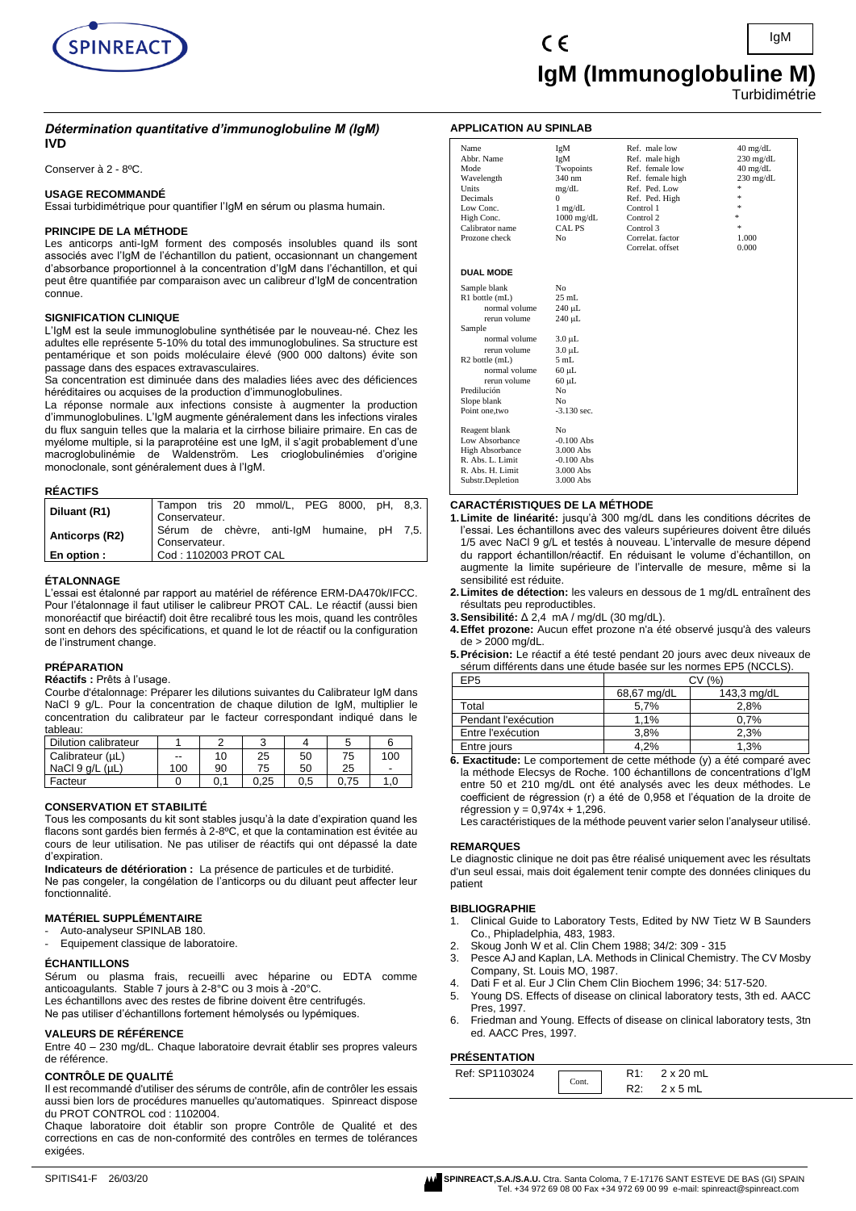SPINREACT

IgM

# IgM (Immunoglobuline M)

Turbidimétrie

## *Détermination quantitative d'immunoglobuline M (IgM)*

**IVD**

Conserver à 2 - 8ºC.

### USAGE RECOMMANDÉ

Essai turbidimétrique pour quantifier l'IgM en sérum ou plasma humain.

### PRINCIPE DE LA MÉTHODE

Les anticorps anti-IgM forment des composés insolubles quand ils sont associés avec l'IgM de l'échantillon du patient, occasionnant un changement d'absorbance proportionnel à la concentration d'IgM dans l'échantillon, et qui peut être quantifiée par comparaison avec un calibreur d'IgM de concentration connue.

### SIGNIFICATION CLINIQUE

L'IgM est la seule immunoglobuline synthétisée par le nouveau-né. Chez les adultes elle représente 5-10% du total des immunoglobulines. Sa structure est pentamérique et son poids moléculaire élevé (900 000 daltons) évite son passage dans des espaces extravasculaires.

Sa concentration est diminuée dans des maladies liées avec des déficiences héréditaires ou acquises de la production d'immunoglobulines.

La réponse normale aux infections consiste à augmenter la production d'immunoglobulines. L'IgM augmente généralement dans les infections virales du flux sanguin telles que la malaria et la cirrhose biliaire primaire. En cas de myélome multiple, si la paraprotéine est une IgM, il s'agit probablement d'une macroglobulinémie de Waldenström. Les crioglobulinémies d'origine monoclonale, sont généralement dues à l'IgM.

### RÉACTIFS

| | |
|---|---|
| **Diluant (R1)** | Tampon tris 20 mmol/L, PEG 8000, pH, 8,3. Conservateur. |
| **Anticorps (R2)** | Sérum de chèvre, anti-IgM humaine, pH 7,5. Conservateur. |
| **En option :** | Cod : 1102003 PROT CAL |

### ÉTALONNAGE

L'essai est étalonné par rapport au matériel de référence ERM-DA470k/IFCC. Pour l'étalonnage il faut utiliser le calibreur PROT CAL. Le réactif (aussi bien monoréactif que biréactif) doit être recalibré tous les mois, quand les contrôles sont en dehors des spécifications, et quand le lot de réactif ou la configuration de l'instrument change.

### PRÉPARATION

**Réactifs :** Prêts à l'usage.

Courbe d'étalonnage: Préparer les dilutions suivantes du Calibrateur IgM dans NaCl 9 g/L. Pour la concentration de chaque dilution de IgM, multiplier le concentration du calibrateur par le facteur correspondant indiqué dans le tableau:

| Dilution calibrateur | 1 | 2 | 3 | 4 | 5 | 6 |
|---|---|---|---|---|---|---|
| Calibrateur (µL) | -- | 10 | 25 | 50 | 75 | 100 |
| NaCl 9 g/L (µL) | 100 | 90 | 75 | 50 | 25 | - |
| Facteur | 0 | 0,1 | 0,25 | 0,5 | 0,75 | 1,0 |

### CONSERVATION ET STABILITÉ

Tous les composants du kit sont stables jusqu'à la date d'expiration quand les flacons sont gardés bien fermés à 2-8ºC, et que la contamination est évitée au cours de leur utilisation. Ne pas utiliser de réactifs qui ont dépassé la date d'expiration.

**Indicateurs de détérioration :** La présence de particules et de turbidité.

Ne pas congeler, la congélation de l'anticorps ou du diluant peut affecter leur fonctionnalité.

### MATÉRIEL SUPPLÉMENTAIRE

- Auto-analyseur SPINLAB 180.
- Equipement classique de laboratoire.

### ÉCHANTILLONS

Sérum ou plasma frais, recueilli avec héparine ou EDTA comme anticoagulants. Stable 7 jours à 2-8°C ou 3 mois à -20°C.

Les échantillons avec des restes de fibrine doivent être centrifugés.

Ne pas utiliser d'échantillons fortement hémolysés ou lypémiques.

### VALEURS DE RÉFÉRENCE

Entre 40 – 230 mg/dL. Chaque laboratoire devrait établir ses propres valeurs de référence.

### CONTRÔLE DE QUALITÉ

Il est recommandé d'utiliser des sérums de contrôle, afin de contrôler les essais aussi bien lors de procédures manuelles qu'automatiques. Spinreact dispose du PROT CONTROL cod : 1102004.

Chaque laboratoire doit établir son propre Contrôle de Qualité et des corrections en cas de non-conformité des contrôles en termes de tolérances exigées.

### APPLICATION AU SPINLAB

| | | | |
|---|---|---|---|
| Name | IgM | Ref. male low | 40 mg/dL |
| Abbr. Name | IgM | Ref. male high | 230 mg/dL |
| Mode | Twopoints | Ref. female low | 40 mg/dL |
| Wavelength | 340 nm | Ref. female high | 230 mg/dL |
| Units | mg/dL | Ref. Ped. Low | * |
| Decimals | 0 | Ref. Ped. High | * |
| Low Conc. | 1 mg/dL | Control 1 | * |
| High Conc. | 1000 mg/dL | Control 2 | * |
| Calibrator name | CAL PS | Control 3 | * |
| Prozone check | No | Correlat. factor | 1.000 |
| | | Correlat. offset | 0.000 |

**DUAL MODE**

| | |
|---|---|
| Sample blank | No |
| R1 bottle (mL) | 25 mL |
| normal volume | 240 µL |
| rerun volume | 240 µL |
| Sample | |
| normal volume | 3.0 µL |
| rerun volume | 3.0 µL |
| R2 bottle (mL) | 5 mL |
| normal volume | 60 µL |
| rerun volume | 60 µL |
| Predilución | No |
| Slope blank | No |
| Point one,two | -3.130 sec. |
| Reagent blank | No |
| Low Absorbance | -0.100 Abs |
| High Absorbance | 3.000 Abs |
| R. Abs. L. Limit | -0.100 Abs |
| R. Abs. H. Limit | 3.000 Abs |
| Substr.Depletion | 3.000 Abs |

### CARACTÉRISTIQUES DE LA MÉTHODE

1. **Limite de linéarité:** jusqu'à 300 mg/dL dans les conditions décrites de l'essai. Les échantillons avec des valeurs supérieures doivent être dilués 1/5 avec NaCl 9 g/L et testés à nouveau. L'intervalle de mesure dépend du rapport échantillon/réactif. En réduisant le volume d'échantillon, on augmente la limite supérieure de l'intervalle de mesure, même si la sensibilité est réduite.
2. **Limites de détection:** les valeurs en dessous de 1 mg/dL entraînent des résultats peu reproductibles.
3. **Sensibilité:** Δ 2,4 mA / mg/dL (30 mg/dL).
4. **Effet prozone:** Aucun effet prozone n'a été observé jusqu'à des valeurs de > 2000 mg/dL.
5. **Précision:** Le réactif a été testé pendant 20 jours avec deux niveaux de sérum différents dans une étude basée sur les normes EP5 (NCCLS).

| EP5 | CV (%) | |
|---|---|---|
| | 68,67 mg/dL | 143,3 mg/dL |
| Total | 5,7% | 2,8% |
| Pendant l'exécution | 1,1% | 0,7% |
| Entre l'exécution | 3,8% | 2,3% |
| Entre jours | 4,2% | 1,3% |

6. **Exactitude:** Le comportement de cette méthode (y) a été comparé avec la méthode Elecsys de Roche. 100 échantillons de concentrations d'IgM entre 50 et 210 mg/dL ont été analysés avec les deux méthodes. Le coefficient de régression (r) a été de 0,958 et l'équation de la droite de régression y = 0,974x + 1,296.

Les caractéristiques de la méthode peuvent varier selon l'analyseur utilisé.

### REMARQUES

Le diagnostic clinique ne doit pas être réalisé uniquement avec les résultats d'un seul essai, mais doit également tenir compte des données cliniques du patient

### BIBLIOGRAPHIE

1. Clinical Guide to Laboratory Tests, Edited by NW Tietz W B Saunders Co., Phipladelphia, 483, 1983.
2. Skoug Jonh W et al. Clin Chem 1988; 34/2: 309 - 315
3. Pesce AJ and Kaplan, LA. Methods in Clinical Chemistry. The CV Mosby Company, St. Louis MO, 1987.
4. Dati F et al. Eur J Clin Chem Clin Biochem 1996; 34: 517-520.
5. Young DS. Effects of disease on clinical laboratory tests, 3th ed. AACC Pres, 1997.
6. Friedman and Young. Effects of disease on clinical laboratory tests, 3tn ed. AACC Pres, 1997.

### PRÉSENTATION

| | | |
|---|---|---|
| Ref: SP1103024 | Cont. | R1: 2 x 20 mL |
| | | R2: 2 x 5 mL |

SPITIS41-F 26/03/20

SPINREACT,S.A./S.A.U. Ctra. Santa Coloma, 7 E-17176 SANT ESTEVE DE BAS (GI) SPAIN Tel. +34 972 69 08 00 Fax +34 972 69 00 99 e-mail: spinreact@spinreact.com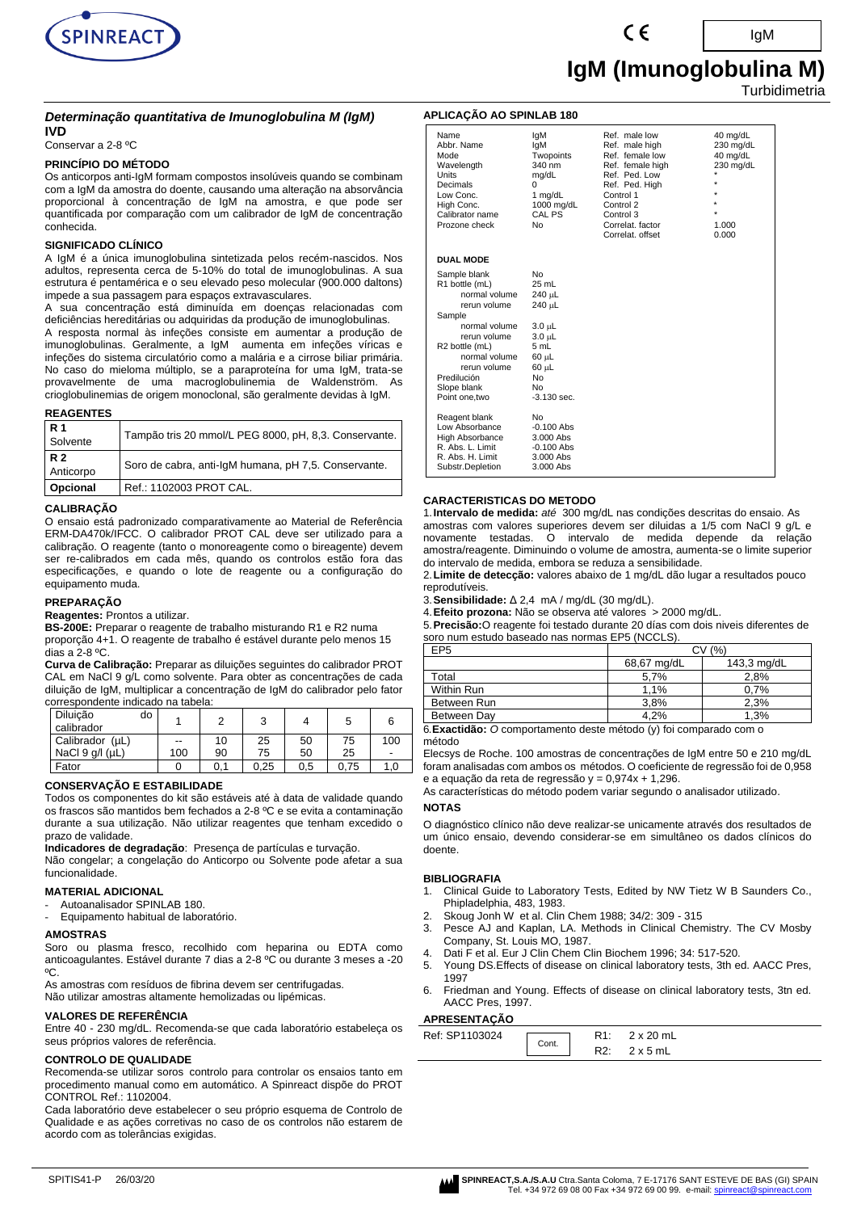# IgM (Imunoglobulina M)

Turbidimetria

IgM

## *Determinação quantitativa de Imunoglobulina M (IgM)*

**IVD**

Conservar a 2-8 ºC

### PRINCÍPIO DO MÉTODO

Os anticorpos anti-IgM formam compostos insolúveis quando se combinam com a IgM da amostra do doente, causando uma alteração na absorvância proporcional à concentração de IgM na amostra, e que pode ser quantificada por comparação com um calibrador de IgM de concentração conhecida.

### SIGNIFICADO CLÍNICO

A IgM é a única imunoglobulina sintetizada pelos recém-nascidos. Nos adultos, representa cerca de 5-10% do total de imunoglobulinas. A sua estrutura é pentamérica e o seu elevado peso molecular (900.000 daltons) impede a sua passagem para espaços extravasculares.

A sua concentração está diminuída em doenças relacionadas com deficiências hereditárias ou adquiridas da produção de imunoglobulinas.

A resposta normal às infeções consiste em aumentar a produção de imunoglobulinas. Geralmente, a IgM aumenta em infeções víricas e infeções do sistema circulatório como a malária e a cirrose biliar primária. No caso do mieloma múltiplo, se a paraproteína for uma IgM, trata-se provavelmente de uma macroglobulinemia de Waldenström. As crioglobulinemias de origem monoclonal, são geralmente devidas à IgM.

### REAGENTES

| | |
|---|---|
| **R 1** Solvente | Tampão tris 20 mmol/L PEG 8000, pH, 8,3. Conservante. |
| **R 2** Anticorpo | Soro de cabra, anti-IgM humana, pH 7,5. Conservante. |
| **Opcional** | Ref.: 1102003 PROT CAL. |

### CALIBRAÇÃO

O ensaio está padronizado comparativamente ao Material de Referência ERM-DA470k/IFCC. O calibrador PROT CAL deve ser utilizado para a calibração. O reagente (tanto o monoreagente como o bireagente) devem ser re-calibrados em cada mês, quando os controlos estão fora das especificações, e quando o lote de reagente ou a configuração do equipamento muda.

### PREPARAÇÃO

**Reagentes:** Prontos a utilizar.

**BS-200E:** Preparar o reagente de trabalho misturando R1 e R2 numa proporção 4+1. O reagente de trabalho é estável durante pelo menos 15 dias a 2-8 ºC.

**Curva de Calibração:** Preparar as diluições seguintes do calibrador PROT CAL em NaCl 9 g/L como solvente. Para obter as concentrações de cada diluição de IgM, multiplicar a concentração de IgM do calibrador pelo fator correspondente indicado na tabela:

| Diluição do calibrador | 1 | 2 | 3 | 4 | 5 | 6 |
|---|---|---|---|---|---|---|
| Calibrador (µL) | -- | 10 | 25 | 50 | 75 | 100 |
| NaCl 9 g/l (µL) | 100 | 90 | 75 | 50 | 25 | - |
| Fator | 0 | 0,1 | 0,25 | 0,5 | 0,75 | 1,0 |

### CONSERVAÇÃO E ESTABILIDADE

Todos os componentes do kit são estáveis até à data de validade quando os frascos são mantidos bem fechados a 2-8 ºC e se evita a contaminação durante a sua utilização. Não utilizar reagentes que tenham excedido o prazo de validade.

**Indicadores de degradação**: Presença de partículas e turvação.

Não congelar; a congelação do Anticorpo ou Solvente pode afetar a sua funcionalidade.

### MATERIAL ADICIONAL

- Autoanalisador SPINLAB 180.
- Equipamento habitual de laboratório.

### AMOSTRAS

Soro ou plasma fresco, recolhido com heparina ou EDTA como anticoagulantes. Estável durante 7 dias a 2-8 ºC ou durante 3 meses a -20 ºC.

As amostras com resíduos de fibrina devem ser centrifugadas.

Não utilizar amostras altamente hemolizadas ou lipémicas.

### VALORES DE REFERÊNCIA

Entre 40 - 230 mg/dL. Recomenda-se que cada laboratório estabeleça os seus próprios valores de referência.

### CONTROLO DE QUALIDADE

Recomenda-se utilizar soros controlo para controlar os ensaios tanto em procedimento manual como em automático. A Spinreact dispõe do PROT CONTROL Ref.: 1102004.

Cada laboratório deve estabelecer o seu próprio esquema de Controlo de Qualidade e as ações corretivas no caso de os controlos não estarem de acordo com as tolerâncias exigidas.

### APLICAÇÃO AO SPINLAB 180

| | | | |
|---|---|---|---|
| Name | IgM | Ref. male low | 40 mg/dL |
| Abbr. Name | IgM | Ref. male high | 230 mg/dL |
| Mode | Twopoints | Ref. female low | 40 mg/dL |
| Wavelength | 340 nm | Ref. female high | 230 mg/dL |
| Units | mg/dL | Ref. Ped. Low | * |
| Decimals | 0 | Ref. Ped. High | * |
| Low Conc. | 1 mg/dL | Control 1 | * |
| High Conc. | 1000 mg/dL | Control 2 | * |
| Calibrator name | CAL PS | Control 3 | * |
| Prozone check | No | Correlat. factor | 1.000 |
| | | Correlat. offset | 0.000 |

**DUAL MODE**

| | |
|---|---|
| Sample blank | No |
| R1 bottle (mL) | 25 mL |
| normal volume | 240 µL |
| rerun volume | 240 µL |
| Sample | |
| normal volume | 3.0 µL |
| rerun volume | 3.0 µL |
| R2 bottle (mL) | 5 mL |
| normal volume | 60 µL |
| rerun volume | 60 µL |
| Predilución | No |
| Slope blank | No |
| Point one,two | -3.130 sec. |
| Reagent blank | No |
| Low Absorbance | -0.100 Abs |
| High Absorbance | 3.000 Abs |
| R. Abs. L. Limit | -0.100 Abs |
| R. Abs. H. Limit | 3.000 Abs |
| Substr.Depletion | 3.000 Abs |

### CARACTERISTICAS DO METODO

1. **Intervalo de medida:** *até* 300 mg/dL nas condições descritas do ensaio. As amostras com valores superiores devem ser diluidas a 1/5 com NaCl 9 g/L e novamente testadas. O intervalo de medida depende da relação amostra/reagente. Diminuindo o volume de amostra, aumenta-se o limite superior do intervalo de medida, embora se reduza a sensibilidade.
2. **Limite de detecção:** valores abaixo de 1 mg/dL dão lugar a resultados pouco reprodutíveis.
3. **Sensibilidade:** Δ 2,4 mA / mg/dL (30 mg/dL).
4. **Efeito prozona:** Não se observa até valores > 2000 mg/dL.
5. **Precisão:** O reagente foi testado durante 20 días com dois niveis diferentes de soro num estudo baseado nas normas EP5 (NCCLS).

| EP5 | CV (%) | |
|---|---|---|
| | 68,67 mg/dL | 143,3 mg/dL |
| Total | 5,7% | 2,8% |
| Within Run | 1,1% | 0,7% |
| Between Run | 3,8% | 2,3% |
| Between Day | 4,2% | 1,3% |

6. **Exactidão:** *O* comportamento deste método (y) foi comparado com o método

Elecsys de Roche. 100 amostras de concentrações de IgM entre 50 e 210 mg/dL foram analisadas com ambos os métodos. O coeficiente de regressão foi de 0,958 e a equação da reta de regressão $y = 0,974x + 1,296$.

As características do método podem variar segundo o analisador utilizado.

### NOTAS

O diagnóstico clínico não deve realizar-se unicamente através dos resultados de um único ensaio, devendo considerar-se em simultâneo os dados clínicos do doente.

### BIBLIOGRAFIA

1. Clinical Guide to Laboratory Tests, Edited by NW Tietz W B Saunders Co., Phipladelphia, 483, 1983.
2. Skoug Jonh W et al. Clin Chem 1988; 34/2: 309 - 315
3. Pesce AJ and Kaplan, LA. Methods in Clinical Chemistry. The CV Mosby Company, St. Louis MO, 1987.
4. Dati F et al. Eur J Clin Chem Clin Biochem 1996; 34: 517-520.
5. Young DS.Effects of disease on clinical laboratory tests, 3th ed. AACC Pres, 1997
6. Friedman and Young. Effects of disease on clinical laboratory tests, 3tn ed. AACC Pres, 1997.

### APRESENTAÇÃO

| | | |
|---|---|---|
| Ref: SP1103024 | Cont. | R1: 2 x 20 mL<br>R2: 2 x 5 mL |

SPITIS41-P 26/03/20

**SPINREACT,S.A./S.A.U** Ctra.Santa Coloma, 7 E-17176 SANT ESTEVE DE BAS (GI) SPAIN Tel. +34 972 69 08 00 Fax +34 972 69 00 99. e-mail: spinreact@spinreact.com